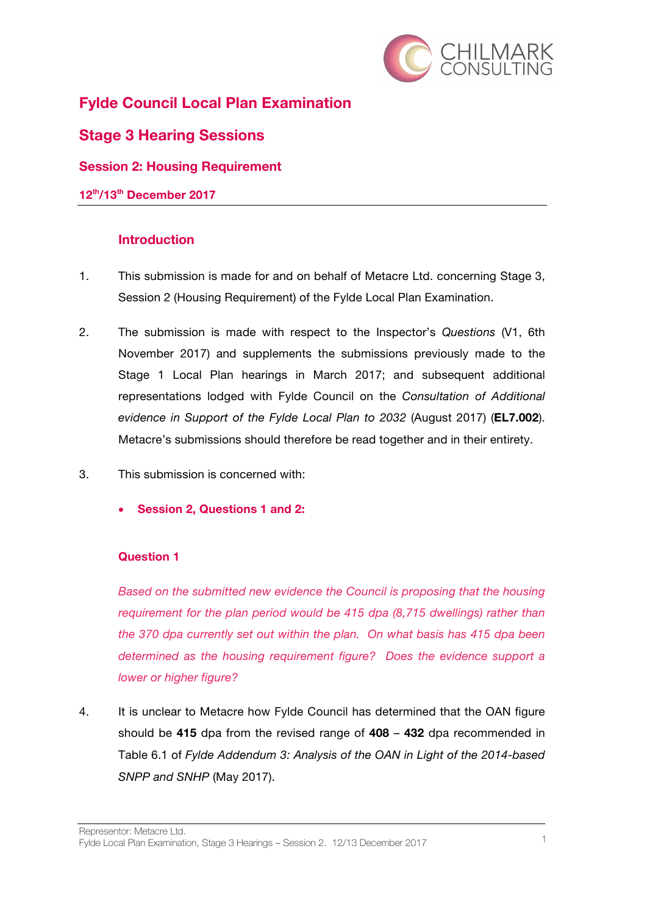# Fylde Council Local Plan Examination

## Stage 3 Hearing Sessions

### Session 2: Housing Requirement

**12th/13th December 2017**

---

#### Introduction

1. This submission is made for and on behalf of Metacre Ltd. concerning Stage 3, Session 2 (Housing Requirement) of the Fylde Local Plan Examination.

2. The submission is made with respect to the Inspector's *Questions* (V1, 6th November 2017) and supplements the submissions previously made to the Stage 1 Local Plan hearings in March 2017; and subsequent additional representations lodged with Fylde Council on the *Consultation of Additional evidence in Support of the Fylde Local Plan to 2032* (August 2017) (**EL7.002**). Metacre's submissions should therefore be read together and in their entirety.

3. This submission is concerned with:

   - **Session 2, Questions 1 and 2:**

#### Question 1

*Based on the submitted new evidence the Council is proposing that the housing requirement for the plan period would be 415 dpa (8,715 dwellings) rather than the 370 dpa currently set out within the plan. On what basis has 415 dpa been determined as the housing requirement figure? Does the evidence support a lower or higher figure?*

4. It is unclear to Metacre how Fylde Council has determined that the OAN figure should be **415** dpa from the revised range of **408** – **432** dpa recommended in Table 6.1 of *Fylde Addendum 3: Analysis of the OAN in Light of the 2014-based SNPP and SNHP* (May 2017).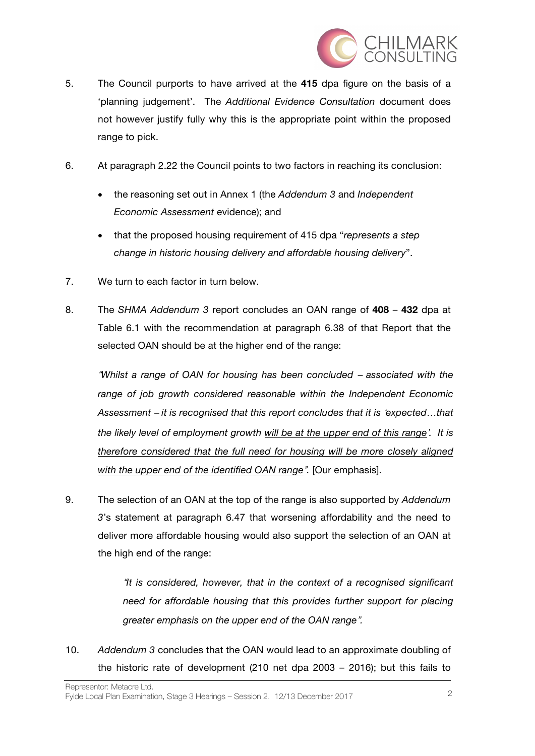5. The Council purports to have arrived at the **415** dpa figure on the basis of a 'planning judgement'. The *Additional Evidence Consultation* document does not however justify fully why this is the appropriate point within the proposed range to pick.

6. At paragraph 2.22 the Council points to two factors in reaching its conclusion:

   - the reasoning set out in Annex 1 (the *Addendum 3* and *Independent Economic Assessment* evidence); and
   - that the proposed housing requirement of 415 dpa "*represents a step change in historic housing delivery and affordable housing delivery*".

7. We turn to each factor in turn below.

8. The *SHMA Addendum 3* report concludes an OAN range of **408** – **432** dpa at Table 6.1 with the recommendation at paragraph 6.38 of that Report that the selected OAN should be at the higher end of the range:

   *"Whilst a range of OAN for housing has been concluded – associated with the range of job growth considered reasonable within the Independent Economic Assessment – it is recognised that this report concludes that it is 'expected…that the likely level of employment growth <u>will be at the upper end of this range</u>'. It is <u>therefore considered that the full need for housing will be more closely aligned with the upper end of the identified OAN range</u>".* [Our emphasis].

9. The selection of an OAN at the top of the range is also supported by *Addendum 3*'s statement at paragraph 6.47 that worsening affordability and the need to deliver more affordable housing would also support the selection of an OAN at the high end of the range:

   > *"It is considered, however, that in the context of a recognised significant need for affordable housing that this provides further support for placing greater emphasis on the upper end of the OAN range".*

10. *Addendum 3* concludes that the OAN would lead to an approximate doubling of the historic rate of development (210 net dpa 2003 – 2016); but this fails to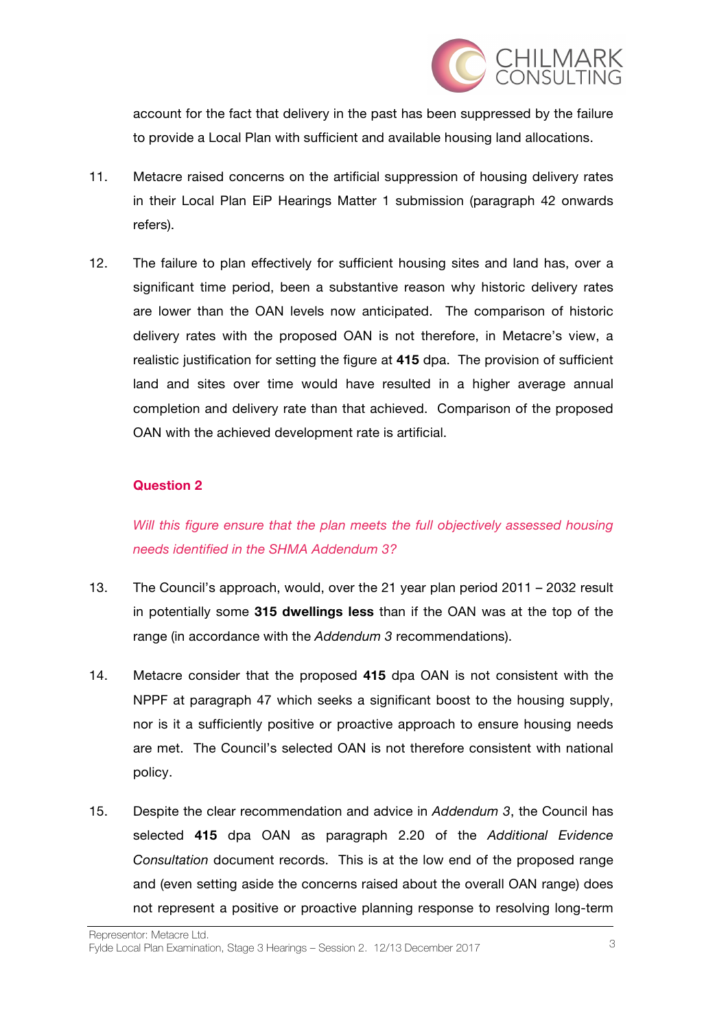account for the fact that delivery in the past has been suppressed by the failure to provide a Local Plan with sufficient and available housing land allocations.

11. Metacre raised concerns on the artificial suppression of housing delivery rates in their Local Plan EiP Hearings Matter 1 submission (paragraph 42 onwards refers).

12. The failure to plan effectively for sufficient housing sites and land has, over a significant time period, been a substantive reason why historic delivery rates are lower than the OAN levels now anticipated. The comparison of historic delivery rates with the proposed OAN is not therefore, in Metacre's view, a realistic justification for setting the figure at **415** dpa. The provision of sufficient land and sites over time would have resulted in a higher average annual completion and delivery rate than that achieved. Comparison of the proposed OAN with the achieved development rate is artificial.

### Question 2

*Will this figure ensure that the plan meets the full objectively assessed housing needs identified in the SHMA Addendum 3?*

13. The Council's approach, would, over the 21 year plan period 2011 – 2032 result in potentially some **315 dwellings less** than if the OAN was at the top of the range (in accordance with the *Addendum 3* recommendations).

14. Metacre consider that the proposed **415** dpa OAN is not consistent with the NPPF at paragraph 47 which seeks a significant boost to the housing supply, nor is it a sufficiently positive or proactive approach to ensure housing needs are met. The Council's selected OAN is not therefore consistent with national policy.

15. Despite the clear recommendation and advice in *Addendum 3*, the Council has selected **415** dpa OAN as paragraph 2.20 of the *Additional Evidence Consultation* document records. This is at the low end of the proposed range and (even setting aside the concerns raised about the overall OAN range) does not represent a positive or proactive planning response to resolving long-term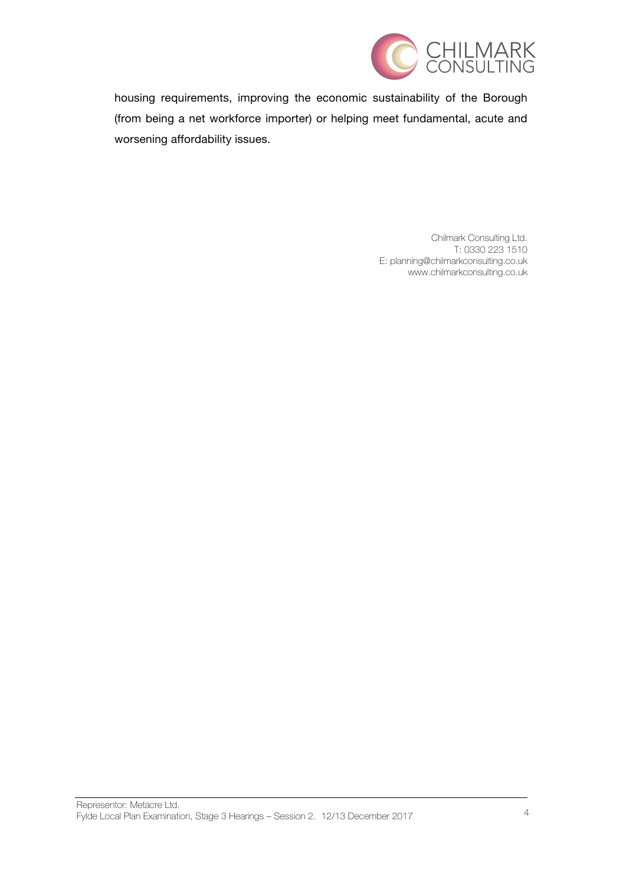housing requirements, improving the economic sustainability of the Borough (from being a net workforce importer) or helping meet fundamental, acute and worsening affordability issues.

Chilmark Consulting Ltd.
T: 0330 223 1510
E: planning@chilmarkconsulting.co.uk
www.chilmarkconsulting.co.uk